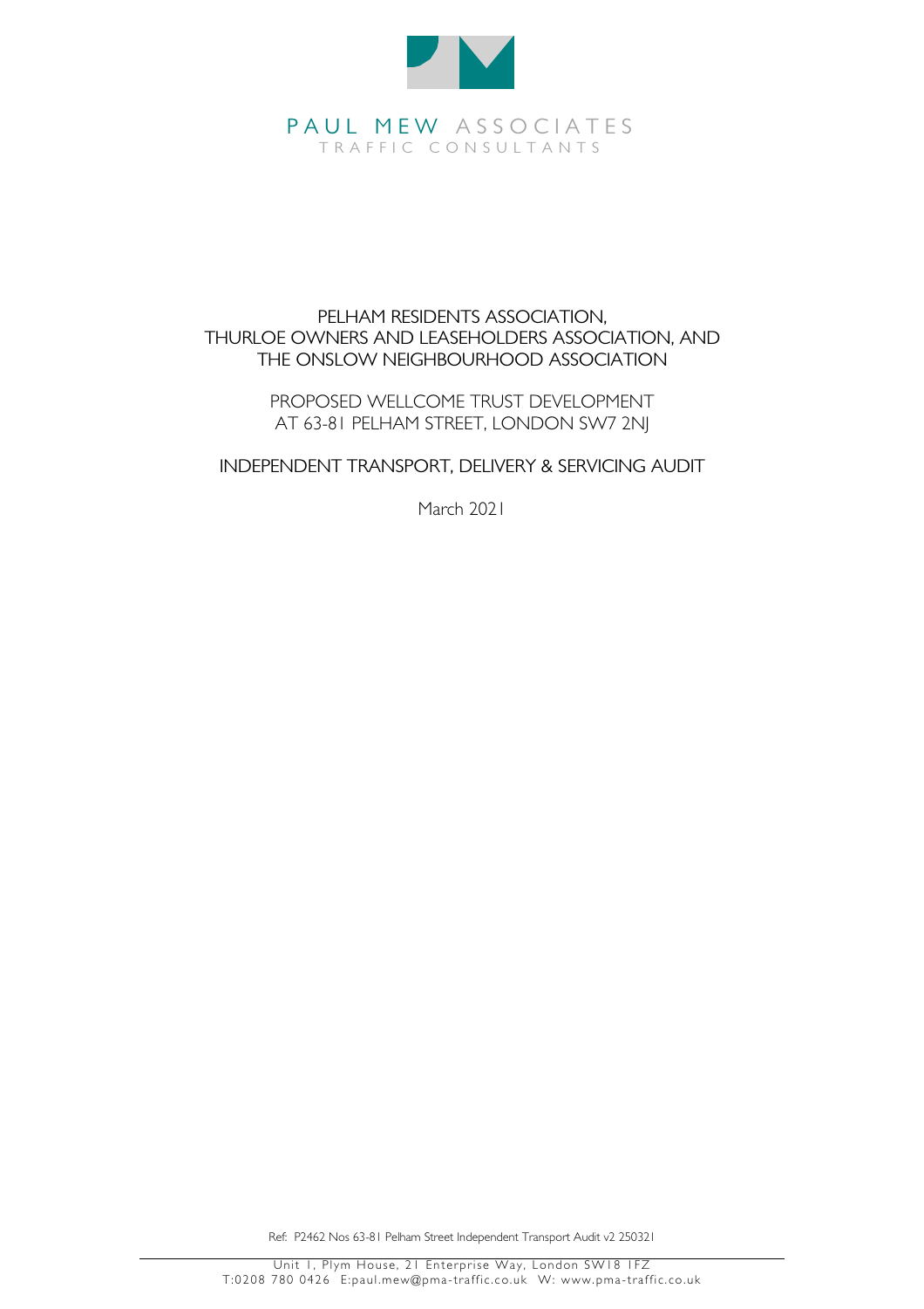PAUL MEW ASSOCIATES
TRAFFIC CONSULTANTS

# PELHAM RESIDENTS ASSOCIATION, THURLOE OWNERS AND LEASEHOLDERS ASSOCIATION, AND THE ONSLOW NEIGHBOURHOOD ASSOCIATION

## PROPOSED WELLCOME TRUST DEVELOPMENT AT 63-81 PELHAM STREET, LONDON SW7 2NJ

## INDEPENDENT TRANSPORT, DELIVERY & SERVICING AUDIT

March 2021

Ref: P2462 Nos 63-81 Pelham Street Independent Transport Audit v2 250321

Unit 1, Plym House, 21 Enterprise Way, London SW18 1FZ
T:0208 780 0426 E:paul.mew@pma-traffic.co.uk W: www.pma-traffic.co.uk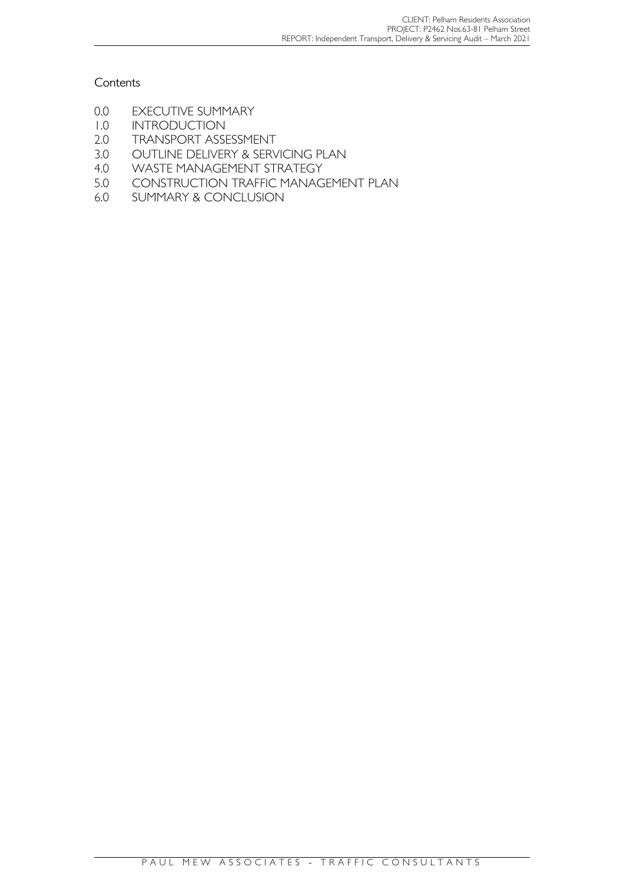Contents

0.0 EXECUTIVE SUMMARY
1.0 INTRODUCTION
2.0 TRANSPORT ASSESSMENT
3.0 OUTLINE DELIVERY & SERVICING PLAN
4.0 WASTE MANAGEMENT STRATEGY
5.0 CONSTRUCTION TRAFFIC MANAGEMENT PLAN
6.0 SUMMARY & CONCLUSION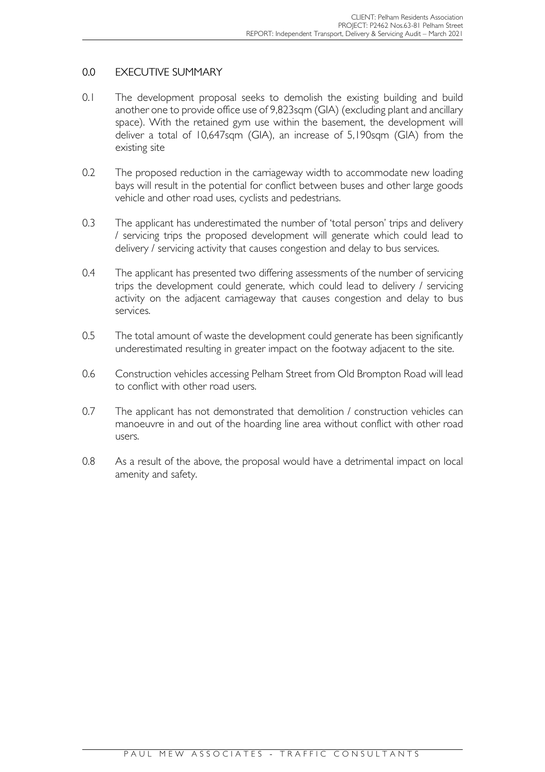## 0.0 EXECUTIVE SUMMARY

0.1 The development proposal seeks to demolish the existing building and build another one to provide office use of 9,823sqm (GIA) (excluding plant and ancillary space). With the retained gym use within the basement, the development will deliver a total of 10,647sqm (GIA), an increase of 5,190sqm (GIA) from the existing site

0.2 The proposed reduction in the carriageway width to accommodate new loading bays will result in the potential for conflict between buses and other large goods vehicle and other road uses, cyclists and pedestrians.

0.3 The applicant has underestimated the number of 'total person' trips and delivery / servicing trips the proposed development will generate which could lead to delivery / servicing activity that causes congestion and delay to bus services.

0.4 The applicant has presented two differing assessments of the number of servicing trips the development could generate, which could lead to delivery / servicing activity on the adjacent carriageway that causes congestion and delay to bus services.

0.5 The total amount of waste the development could generate has been significantly underestimated resulting in greater impact on the footway adjacent to the site.

0.6 Construction vehicles accessing Pelham Street from Old Brompton Road will lead to conflict with other road users.

0.7 The applicant has not demonstrated that demolition / construction vehicles can manoeuvre in and out of the hoarding line area without conflict with other road users.

0.8 As a result of the above, the proposal would have a detrimental impact on local amenity and safety.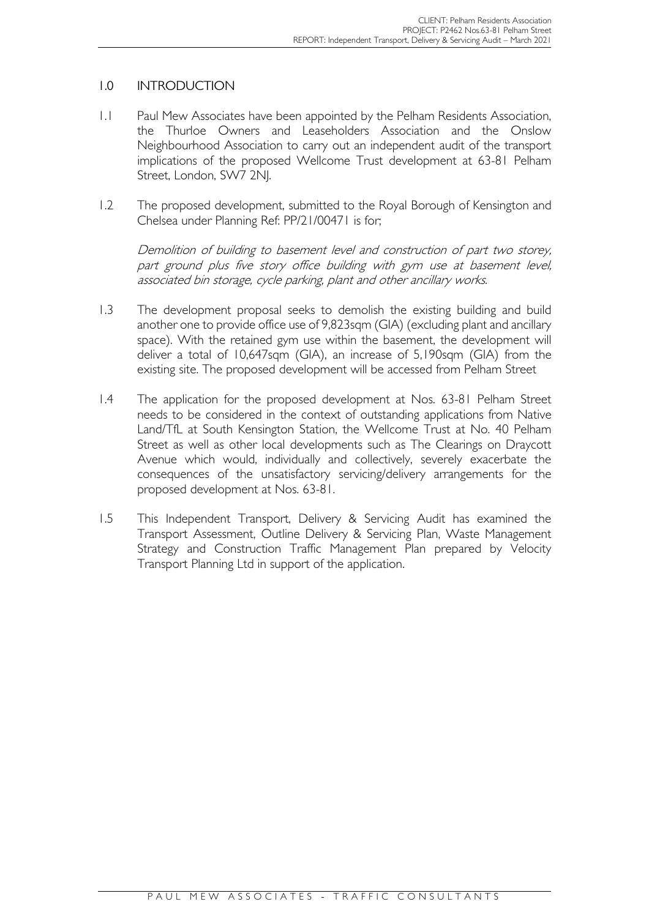## 1.0 INTRODUCTION

1.1 Paul Mew Associates have been appointed by the Pelham Residents Association, the Thurloe Owners and Leaseholders Association and the Onslow Neighbourhood Association to carry out an independent audit of the transport implications of the proposed Wellcome Trust development at 63-81 Pelham Street, London, SW7 2NJ.

1.2 The proposed development, submitted to the Royal Borough of Kensington and Chelsea under Planning Ref: PP/21/00471 is for;

*Demolition of building to basement level and construction of part two storey, part ground plus five story office building with gym use at basement level, associated bin storage, cycle parking, plant and other ancillary works.*

1.3 The development proposal seeks to demolish the existing building and build another one to provide office use of 9,823sqm (GIA) (excluding plant and ancillary space). With the retained gym use within the basement, the development will deliver a total of 10,647sqm (GIA), an increase of 5,190sqm (GIA) from the existing site. The proposed development will be accessed from Pelham Street

1.4 The application for the proposed development at Nos. 63-81 Pelham Street needs to be considered in the context of outstanding applications from Native Land/TfL at South Kensington Station, the Wellcome Trust at No. 40 Pelham Street as well as other local developments such as The Clearings on Draycott Avenue which would, individually and collectively, severely exacerbate the consequences of the unsatisfactory servicing/delivery arrangements for the proposed development at Nos. 63-81.

1.5 This Independent Transport, Delivery & Servicing Audit has examined the Transport Assessment, Outline Delivery & Servicing Plan, Waste Management Strategy and Construction Traffic Management Plan prepared by Velocity Transport Planning Ltd in support of the application.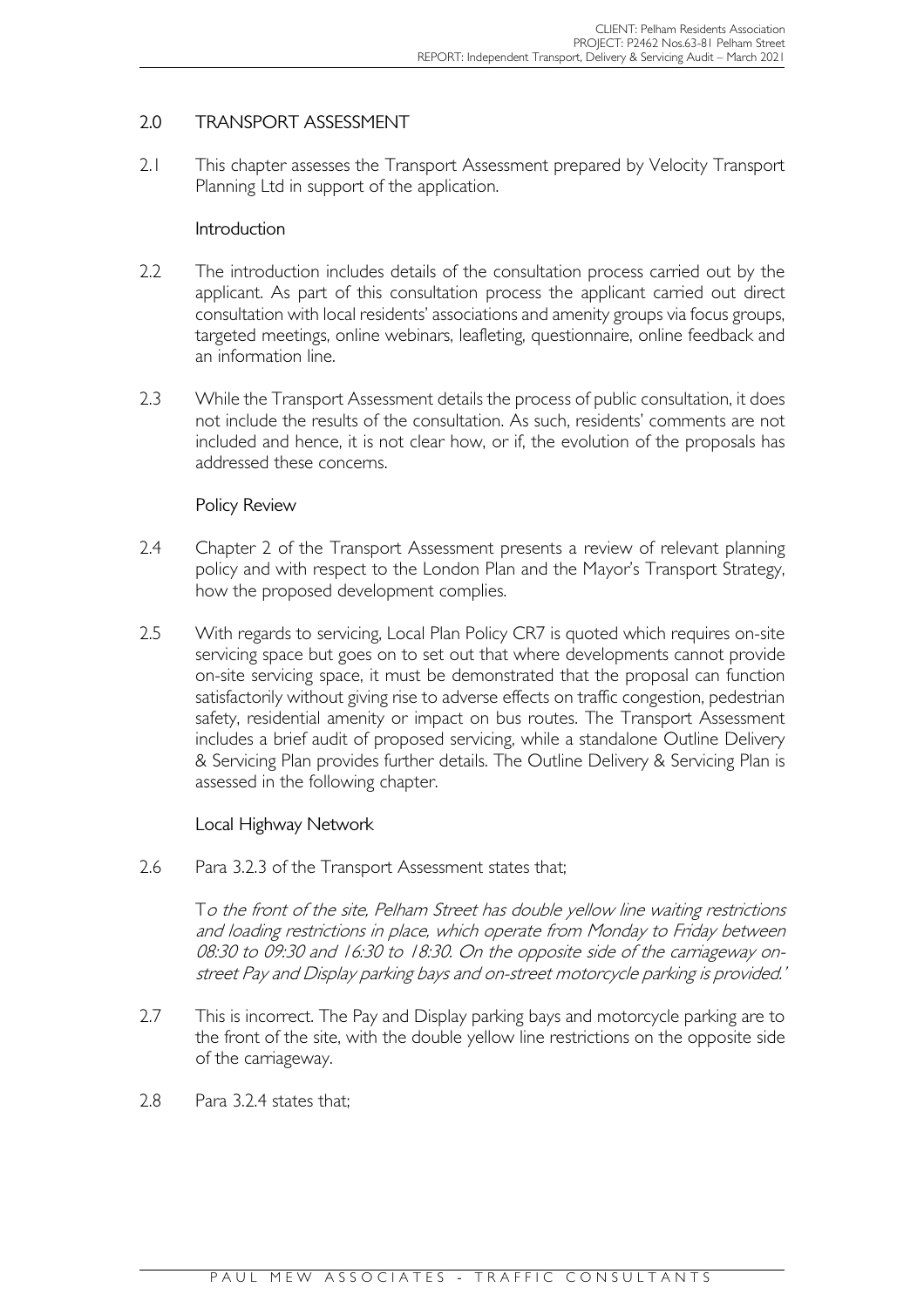## 2.0 TRANSPORT ASSESSMENT

2.1 This chapter assesses the Transport Assessment prepared by Velocity Transport Planning Ltd in support of the application.

### Introduction

2.2 The introduction includes details of the consultation process carried out by the applicant. As part of this consultation process the applicant carried out direct consultation with local residents' associations and amenity groups via focus groups, targeted meetings, online webinars, leafleting, questionnaire, online feedback and an information line.

2.3 While the Transport Assessment details the process of public consultation, it does not include the results of the consultation. As such, residents' comments are not included and hence, it is not clear how, or if, the evolution of the proposals has addressed these concerns.

### Policy Review

2.4 Chapter 2 of the Transport Assessment presents a review of relevant planning policy and with respect to the London Plan and the Mayor's Transport Strategy, how the proposed development complies.

2.5 With regards to servicing, Local Plan Policy CR7 is quoted which requires on-site servicing space but goes on to set out that where developments cannot provide on-site servicing space, it must be demonstrated that the proposal can function satisfactorily without giving rise to adverse effects on traffic congestion, pedestrian safety, residential amenity or impact on bus routes. The Transport Assessment includes a brief audit of proposed servicing, while a standalone Outline Delivery & Servicing Plan provides further details. The Outline Delivery & Servicing Plan is assessed in the following chapter.

### Local Highway Network

2.6 Para 3.2.3 of the Transport Assessment states that;

> *To the front of the site, Pelham Street has double yellow line waiting restrictions and loading restrictions in place, which operate from Monday to Friday between 08:30 to 09:30 and 16:30 to 18:30. On the opposite side of the carriageway on-street Pay and Display parking bays and on-street motorcycle parking is provided.'*

2.7 This is incorrect. The Pay and Display parking bays and motorcycle parking are to the front of the site, with the double yellow line restrictions on the opposite side of the carriageway.

2.8 Para 3.2.4 states that;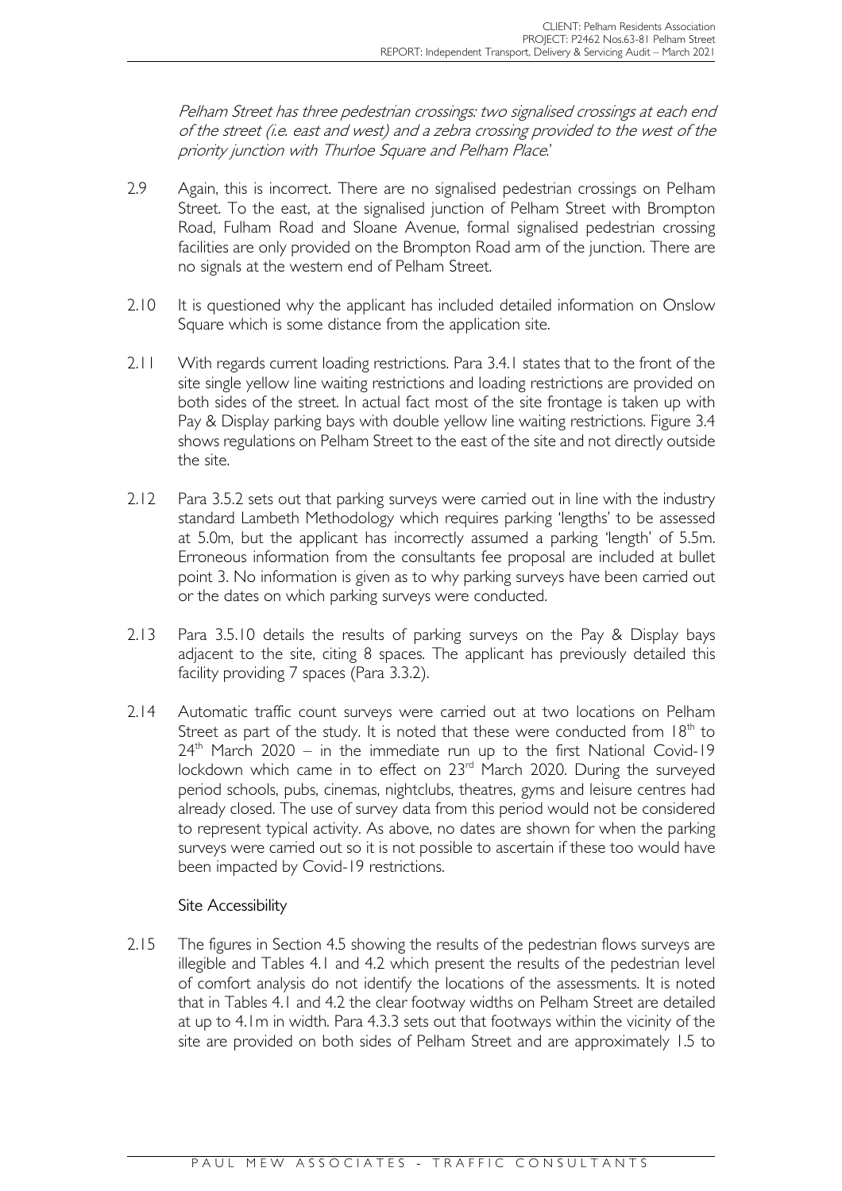*Pelham Street has three pedestrian crossings: two signalised crossings at each end of the street (i.e. east and west) and a zebra crossing provided to the west of the priority junction with Thurloe Square and Pelham Place.'*

2.9 Again, this is incorrect. There are no signalised pedestrian crossings on Pelham Street. To the east, at the signalised junction of Pelham Street with Brompton Road, Fulham Road and Sloane Avenue, formal signalised pedestrian crossing facilities are only provided on the Brompton Road arm of the junction. There are no signals at the western end of Pelham Street.

2.10 It is questioned why the applicant has included detailed information on Onslow Square which is some distance from the application site.

2.11 With regards current loading restrictions. Para 3.4.1 states that to the front of the site single yellow line waiting restrictions and loading restrictions are provided on both sides of the street. In actual fact most of the site frontage is taken up with Pay & Display parking bays with double yellow line waiting restrictions. Figure 3.4 shows regulations on Pelham Street to the east of the site and not directly outside the site.

2.12 Para 3.5.2 sets out that parking surveys were carried out in line with the industry standard Lambeth Methodology which requires parking 'lengths' to be assessed at 5.0m, but the applicant has incorrectly assumed a parking 'length' of 5.5m. Erroneous information from the consultants fee proposal are included at bullet point 3. No information is given as to why parking surveys have been carried out or the dates on which parking surveys were conducted.

2.13 Para 3.5.10 details the results of parking surveys on the Pay & Display bays adjacent to the site, citing 8 spaces. The applicant has previously detailed this facility providing 7 spaces (Para 3.3.2).

2.14 Automatic traffic count surveys were carried out at two locations on Pelham Street as part of the study. It is noted that these were conducted from 18th to 24th March 2020 – in the immediate run up to the first National Covid-19 lockdown which came in to effect on 23rd March 2020. During the surveyed period schools, pubs, cinemas, nightclubs, theatres, gyms and leisure centres had already closed. The use of survey data from this period would not be considered to represent typical activity. As above, no dates are shown for when the parking surveys were carried out so it is not possible to ascertain if these too would have been impacted by Covid-19 restrictions.

### Site Accessibility

2.15 The figures in Section 4.5 showing the results of the pedestrian flows surveys are illegible and Tables 4.1 and 4.2 which present the results of the pedestrian level of comfort analysis do not identify the locations of the assessments. It is noted that in Tables 4.1 and 4.2 the clear footway widths on Pelham Street are detailed at up to 4.1m in width. Para 4.3.3 sets out that footways within the vicinity of the site are provided on both sides of Pelham Street and are approximately 1.5 to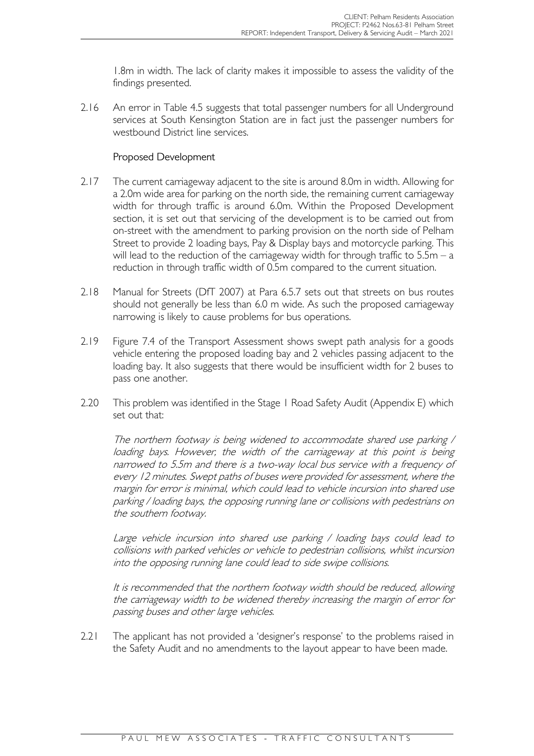1.8m in width. The lack of clarity makes it impossible to assess the validity of the findings presented.

2.16 An error in Table 4.5 suggests that total passenger numbers for all Underground services at South Kensington Station are in fact just the passenger numbers for westbound District line services.

### Proposed Development

2.17 The current carriageway adjacent to the site is around 8.0m in width. Allowing for a 2.0m wide area for parking on the north side, the remaining current carriageway width for through traffic is around 6.0m. Within the Proposed Development section, it is set out that servicing of the development is to be carried out from on-street with the amendment to parking provision on the north side of Pelham Street to provide 2 loading bays, Pay & Display bays and motorcycle parking. This will lead to the reduction of the carriageway width for through traffic to 5.5m – a reduction in through traffic width of 0.5m compared to the current situation.

2.18 Manual for Streets (DfT 2007) at Para 6.5.7 sets out that streets on bus routes should not generally be less than 6.0 m wide. As such the proposed carriageway narrowing is likely to cause problems for bus operations.

2.19 Figure 7.4 of the Transport Assessment shows swept path analysis for a goods vehicle entering the proposed loading bay and 2 vehicles passing adjacent to the loading bay. It also suggests that there would be insufficient width for 2 buses to pass one another.

2.20 This problem was identified in the Stage 1 Road Safety Audit (Appendix E) which set out that:

*The northern footway is being widened to accommodate shared use parking / loading bays. However, the width of the carriageway at this point is being narrowed to 5.5m and there is a two-way local bus service with a frequency of every 12 minutes. Swept paths of buses were provided for assessment, where the margin for error is minimal, which could lead to vehicle incursion into shared use parking / loading bays, the opposing running lane or collisions with pedestrians on the southern footway.*

*Large vehicle incursion into shared use parking / loading bays could lead to collisions with parked vehicles or vehicle to pedestrian collisions, whilst incursion into the opposing running lane could lead to side swipe collisions.*

*It is recommended that the northern footway width should be reduced, allowing the carriageway width to be widened thereby increasing the margin of error for passing buses and other large vehicles.*

2.21 The applicant has not provided a 'designer's response' to the problems raised in the Safety Audit and no amendments to the layout appear to have been made.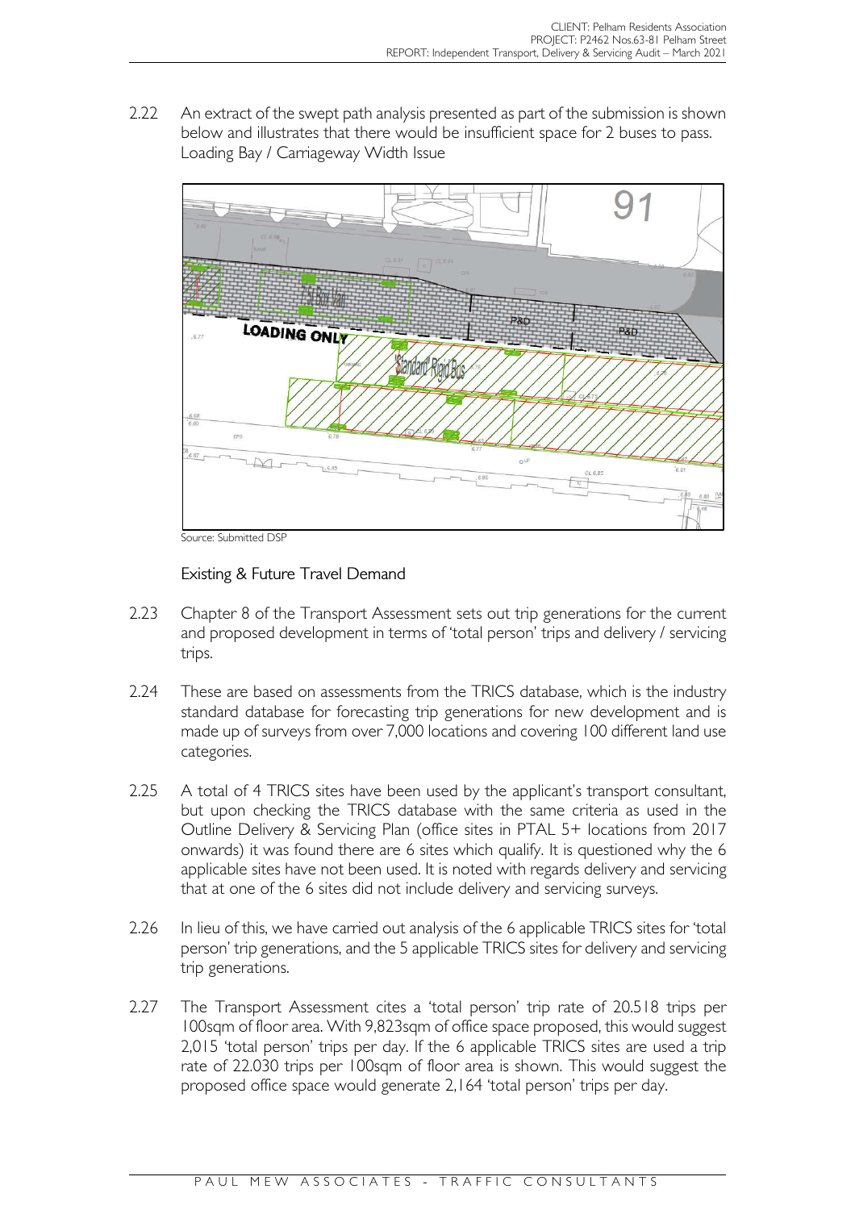2.22 An extract of the swept path analysis presented as part of the submission is shown below and illustrates that there would be insufficient space for 2 buses to pass. Loading Bay / Carriageway Width Issue

Source: Submitted DSP

### Existing & Future Travel Demand

2.23 Chapter 8 of the Transport Assessment sets out trip generations for the current and proposed development in terms of 'total person' trips and delivery / servicing trips.

2.24 These are based on assessments from the TRICS database, which is the industry standard database for forecasting trip generations for new development and is made up of surveys from over 7,000 locations and covering 100 different land use categories.

2.25 A total of 4 TRICS sites have been used by the applicant's transport consultant, but upon checking the TRICS database with the same criteria as used in the Outline Delivery & Servicing Plan (office sites in PTAL 5+ locations from 2017 onwards) it was found there are 6 sites which qualify. It is questioned why the 6 applicable sites have not been used. It is noted with regards delivery and servicing that at one of the 6 sites did not include delivery and servicing surveys.

2.26 In lieu of this, we have carried out analysis of the 6 applicable TRICS sites for 'total person' trip generations, and the 5 applicable TRICS sites for delivery and servicing trip generations.

2.27 The Transport Assessment cites a 'total person' trip rate of 20.518 trips per 100sqm of floor area. With 9,823sqm of office space proposed, this would suggest 2,015 'total person' trips per day. If the 6 applicable TRICS sites are used a trip rate of 22.030 trips per 100sqm of floor area is shown. This would suggest the proposed office space would generate 2,164 'total person' trips per day.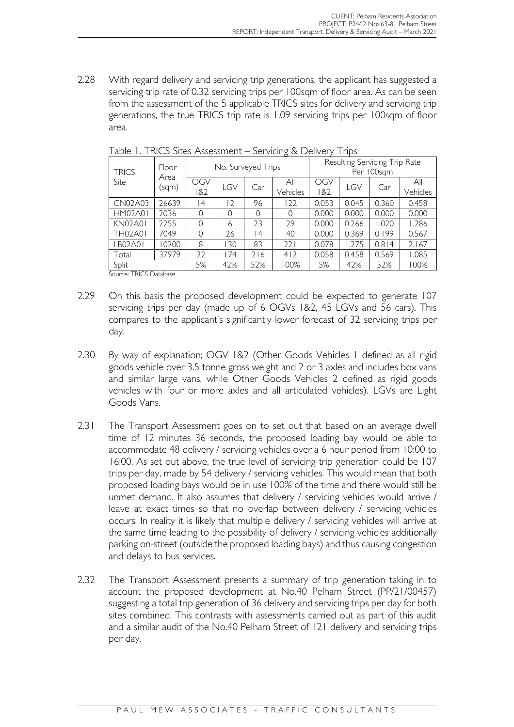2.28 With regard delivery and servicing trip generations, the applicant has suggested a servicing trip rate of 0.32 servicing trips per 100sqm of floor area. As can be seen from the assessment of the 5 applicable TRICS sites for delivery and servicing trip generations, the true TRICS trip rate is 1.09 servicing trips per 100sqm of floor area.

Table 1. TRICS Sites Assessment – Servicing & Delivery Trips

| TRICS Site | Floor Area (sqm) | No. Surveyed Trips | | | | Resulting Servicing Trip Rate Per 100sqm | | | |
|---|---|---|---|---|---|---|---|---|---|
| | | OGV 1&2 | LGV | Car | All Vehicles | OGV 1&2 | LGV | Car | All Vehicles |
| CN02A03 | 26639 | 14 | 12 | 96 | 122 | 0.053 | 0.045 | 0.360 | 0.458 |
| HM02A01 | 2036 | 0 | 0 | 0 | 0 | 0.000 | 0.000 | 0.000 | 0.000 |
| KN02A01 | 2255 | 0 | 6 | 23 | 29 | 0.000 | 0.266 | 1.020 | 1.286 |
| TH02A01 | 7049 | 0 | 26 | 14 | 40 | 0.000 | 0.369 | 0.199 | 0.567 |
| LB02A01 | 10200 | 8 | 130 | 83 | 221 | 0.078 | 1.275 | 0.814 | 2.167 |
| Total | 37979 | 22 | 174 | 216 | 412 | 0.058 | 0.458 | 0.569 | 1.085 |
| Split | | 5% | 42% | 52% | 100% | 5% | 42% | 52% | 100% |

Source: TRICS Database

2.29 On this basis the proposed development could be expected to generate 107 servicing trips per day (made up of 6 OGVs 1&2, 45 LGVs and 56 cars). This compares to the applicant's significantly lower forecast of 32 servicing trips per day.

2.30 By way of explanation; OGV 1&2 (Other Goods Vehicles 1 defined as all rigid goods vehicle over 3.5 tonne gross weight and 2 or 3 axles and includes box vans and similar large vans, while Other Goods Vehicles 2 defined as rigid goods vehicles with four or more axles and all articulated vehicles). LGVs are Light Goods Vans.

2.31 The Transport Assessment goes on to set out that based on an average dwell time of 12 minutes 36 seconds, the proposed loading bay would be able to accommodate 48 delivery / servicing vehicles over a 6 hour period from 10:00 to 16:00. As set out above, the true level of servicing trip generation could be 107 trips per day, made by 54 delivery / servicing vehicles. This would mean that both proposed loading bays would be in use 100% of the time and there would still be unmet demand. It also assumes that delivery / servicing vehicles would arrive / leave at exact times so that no overlap between delivery / servicing vehicles occurs. In reality it is likely that multiple delivery / servicing vehicles will arrive at the same time leading to the possibility of delivery / servicing vehicles additionally parking on-street (outside the proposed loading bays) and thus causing congestion and delays to bus services.

2.32 The Transport Assessment presents a summary of trip generation taking in to account the proposed development at No.40 Pelham Street (PP/21/00457) suggesting a total trip generation of 36 delivery and servicing trips per day for both sites combined. This contrasts with assessments carried out as part of this audit and a similar audit of the No.40 Pelham Street of 121 delivery and servicing trips per day.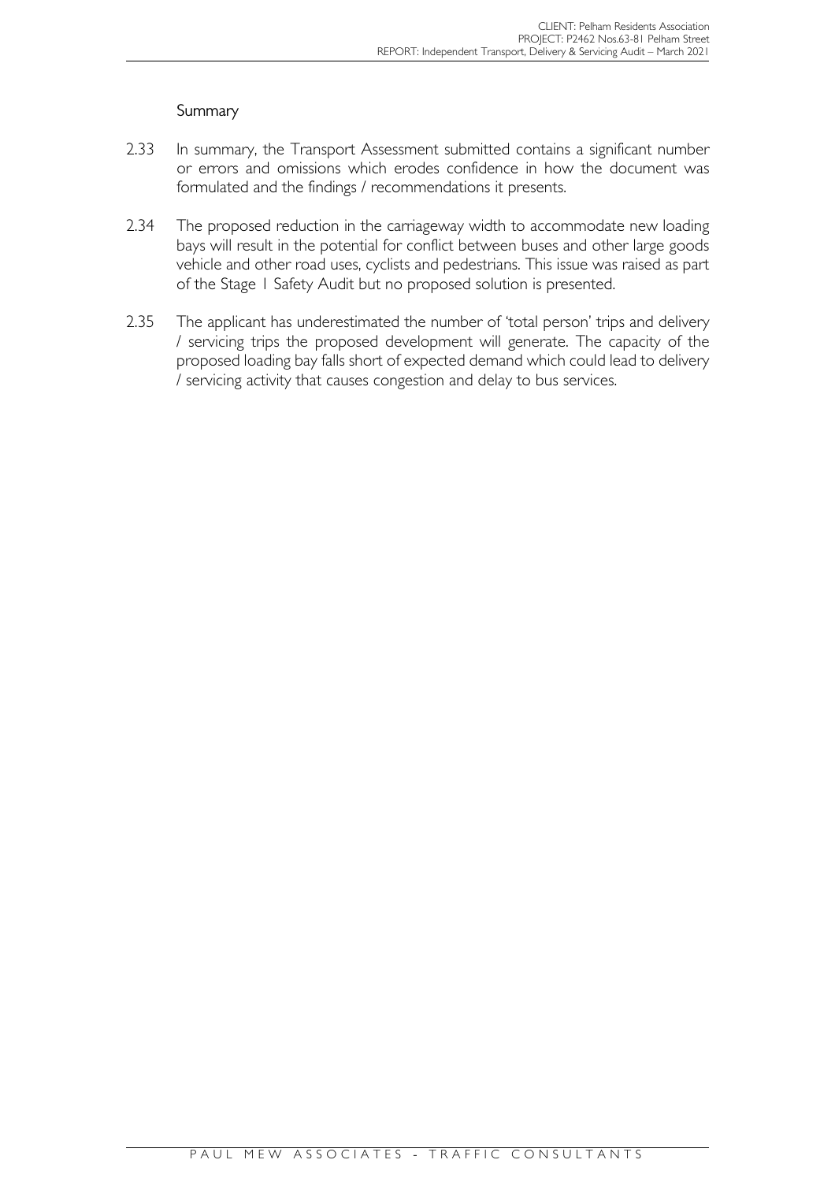### Summary

2.33 In summary, the Transport Assessment submitted contains a significant number or errors and omissions which erodes confidence in how the document was formulated and the findings / recommendations it presents.

2.34 The proposed reduction in the carriageway width to accommodate new loading bays will result in the potential for conflict between buses and other large goods vehicle and other road uses, cyclists and pedestrians. This issue was raised as part of the Stage 1 Safety Audit but no proposed solution is presented.

2.35 The applicant has underestimated the number of 'total person' trips and delivery / servicing trips the proposed development will generate. The capacity of the proposed loading bay falls short of expected demand which could lead to delivery / servicing activity that causes congestion and delay to bus services.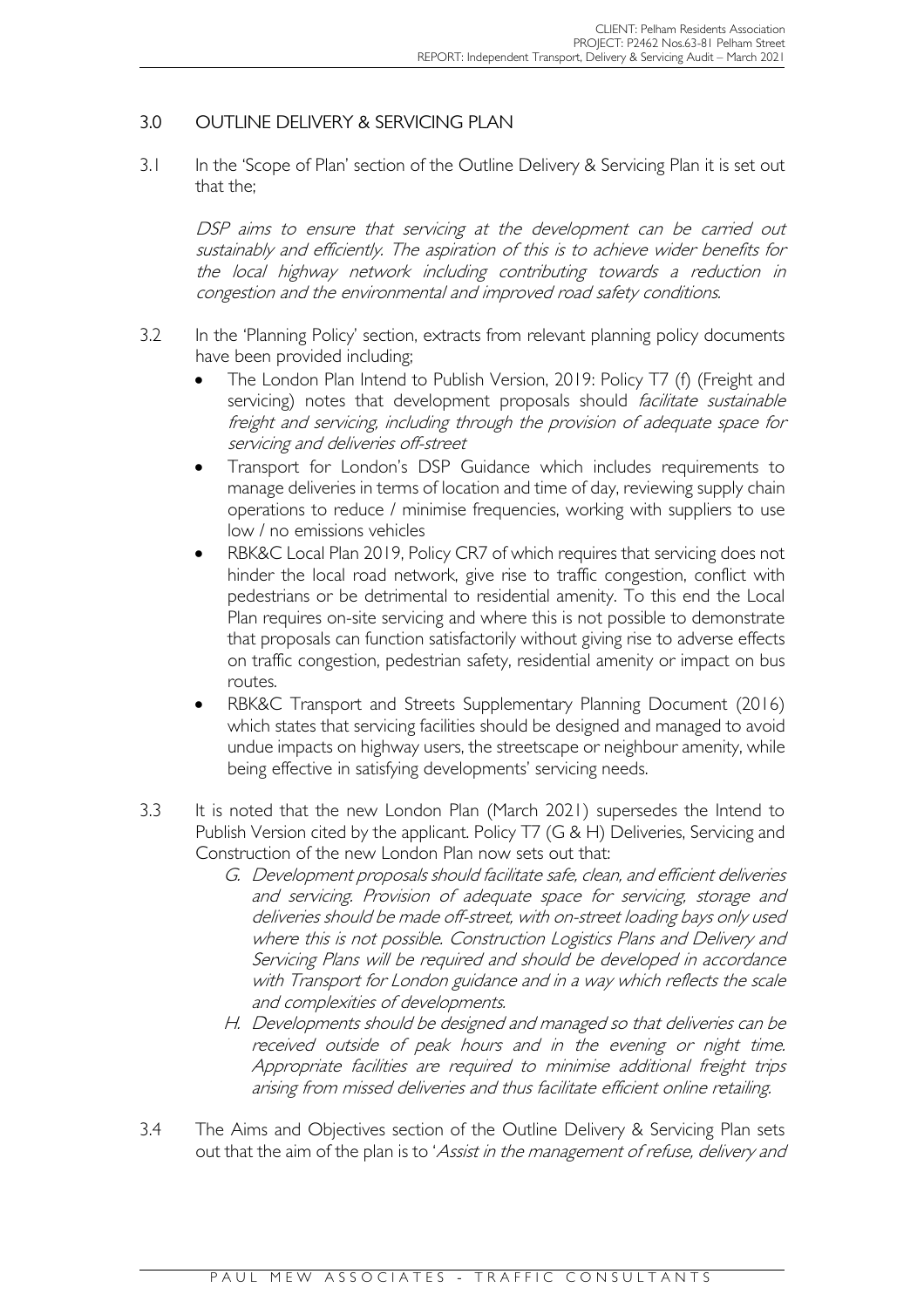## 3.0 OUTLINE DELIVERY & SERVICING PLAN

3.1 In the 'Scope of Plan' section of the Outline Delivery & Servicing Plan it is set out that the;

> *DSP aims to ensure that servicing at the development can be carried out sustainably and efficiently. The aspiration of this is to achieve wider benefits for the local highway network including contributing towards a reduction in congestion and the environmental and improved road safety conditions.*

3.2 In the 'Planning Policy' section, extracts from relevant planning policy documents have been provided including;

- The London Plan Intend to Publish Version, 2019: Policy T7 (f) (Freight and servicing) notes that development proposals should *facilitate sustainable freight and servicing, including through the provision of adequate space for servicing and deliveries off-street*
- Transport for London's DSP Guidance which includes requirements to manage deliveries in terms of location and time of day, reviewing supply chain operations to reduce / minimise frequencies, working with suppliers to use low / no emissions vehicles
- RBK&C Local Plan 2019, Policy CR7 of which requires that servicing does not hinder the local road network, give rise to traffic congestion, conflict with pedestrians or be detrimental to residential amenity. To this end the Local Plan requires on-site servicing and where this is not possible to demonstrate that proposals can function satisfactorily without giving rise to adverse effects on traffic congestion, pedestrian safety, residential amenity or impact on bus routes.
- RBK&C Transport and Streets Supplementary Planning Document (2016) which states that servicing facilities should be designed and managed to avoid undue impacts on highway users, the streetscape or neighbour amenity, while being effective in satisfying developments' servicing needs.

3.3 It is noted that the new London Plan (March 2021) supersedes the Intend to Publish Version cited by the applicant. Policy T7 (G & H) Deliveries, Servicing and Construction of the new London Plan now sets out that:

> G. *Development proposals should facilitate safe, clean, and efficient deliveries and servicing. Provision of adequate space for servicing, storage and deliveries should be made off-street, with on-street loading bays only used where this is not possible. Construction Logistics Plans and Delivery and Servicing Plans will be required and should be developed in accordance with Transport for London guidance and in a way which reflects the scale and complexities of developments.*
>
> H. *Developments should be designed and managed so that deliveries can be received outside of peak hours and in the evening or night time. Appropriate facilities are required to minimise additional freight trips arising from missed deliveries and thus facilitate efficient online retailing.*

3.4 The Aims and Objectives section of the Outline Delivery & Servicing Plan sets out that the aim of the plan is to '*Assist in the management of refuse, delivery and*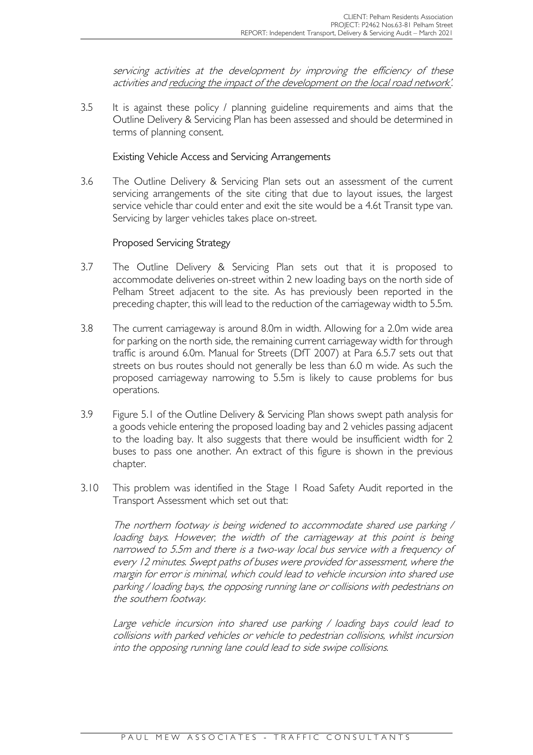*servicing activities at the development by improving the efficiency of these activities and reducing the impact of the development on the local road network'.*

3.5 It is against these policy / planning guideline requirements and aims that the Outline Delivery & Servicing Plan has been assessed and should be determined in terms of planning consent.

### Existing Vehicle Access and Servicing Arrangements

3.6 The Outline Delivery & Servicing Plan sets out an assessment of the current servicing arrangements of the site citing that due to layout issues, the largest service vehicle thar could enter and exit the site would be a 4.6t Transit type van. Servicing by larger vehicles takes place on-street.

### Proposed Servicing Strategy

3.7 The Outline Delivery & Servicing Plan sets out that it is proposed to accommodate deliveries on-street within 2 new loading bays on the north side of Pelham Street adjacent to the site. As has previously been reported in the preceding chapter, this will lead to the reduction of the carriageway width to 5.5m.

3.8 The current carriageway is around 8.0m in width. Allowing for a 2.0m wide area for parking on the north side, the remaining current carriageway width for through traffic is around 6.0m. Manual for Streets (DfT 2007) at Para 6.5.7 sets out that streets on bus routes should not generally be less than 6.0 m wide. As such the proposed carriageway narrowing to 5.5m is likely to cause problems for bus operations.

3.9 Figure 5.1 of the Outline Delivery & Servicing Plan shows swept path analysis for a goods vehicle entering the proposed loading bay and 2 vehicles passing adjacent to the loading bay. It also suggests that there would be insufficient width for 2 buses to pass one another. An extract of this figure is shown in the previous chapter.

3.10 This problem was identified in the Stage 1 Road Safety Audit reported in the Transport Assessment which set out that:

*The northern footway is being widened to accommodate shared use parking / loading bays. However, the width of the carriageway at this point is being narrowed to 5.5m and there is a two-way local bus service with a frequency of every 12 minutes. Swept paths of buses were provided for assessment, where the margin for error is minimal, which could lead to vehicle incursion into shared use parking / loading bays, the opposing running lane or collisions with pedestrians on the southern footway.*

*Large vehicle incursion into shared use parking / loading bays could lead to collisions with parked vehicles or vehicle to pedestrian collisions, whilst incursion into the opposing running lane could lead to side swipe collisions.*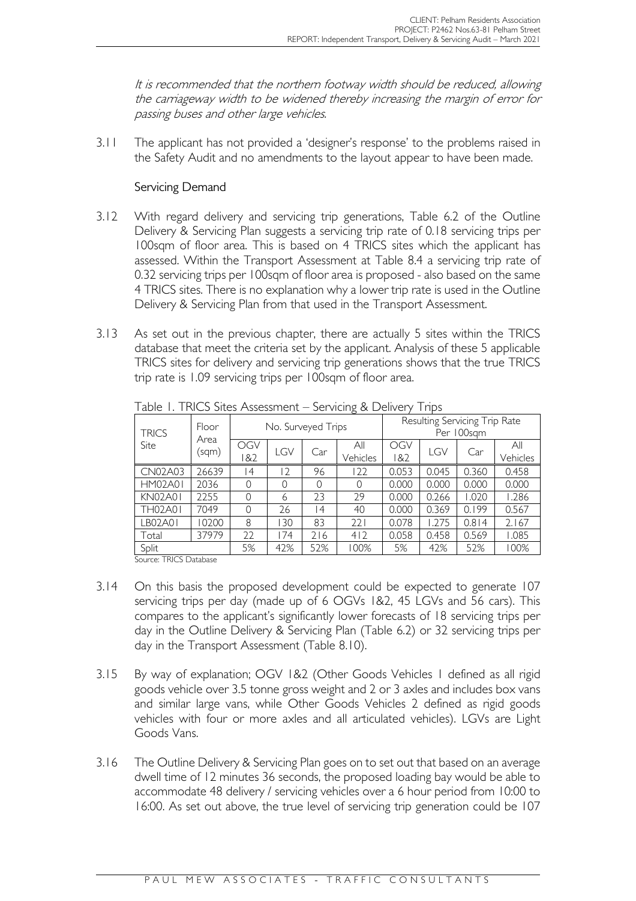*It is recommended that the northern footway width should be reduced, allowing the carriageway width to be widened thereby increasing the margin of error for passing buses and other large vehicles.*

3.11 The applicant has not provided a 'designer's response' to the problems raised in the Safety Audit and no amendments to the layout appear to have been made.

### Servicing Demand

3.12 With regard delivery and servicing trip generations, Table 6.2 of the Outline Delivery & Servicing Plan suggests a servicing trip rate of 0.18 servicing trips per 100sqm of floor area. This is based on 4 TRICS sites which the applicant has assessed. Within the Transport Assessment at Table 8.4 a servicing trip rate of 0.32 servicing trips per 100sqm of floor area is proposed - also based on the same 4 TRICS sites. There is no explanation why a lower trip rate is used in the Outline Delivery & Servicing Plan from that used in the Transport Assessment.

3.13 As set out in the previous chapter, there are actually 5 sites within the TRICS database that meet the criteria set by the applicant. Analysis of these 5 applicable TRICS sites for delivery and servicing trip generations shows that the true TRICS trip rate is 1.09 servicing trips per 100sqm of floor area.

Table 1. TRICS Sites Assessment – Servicing & Delivery Trips

| TRICS Site | Floor Area (sqm) | No. Surveyed Trips | | | | Resulting Servicing Trip Rate Per 100sqm | | | |
|---|---|---|---|---|---|---|---|---|---|
| | | OGV 1&2 | LGV | Car | All Vehicles | OGV 1&2 | LGV | Car | All Vehicles |
| CN02A03 | 26639 | 14 | 12 | 96 | 122 | 0.053 | 0.045 | 0.360 | 0.458 |
| HM02A01 | 2036 | 0 | 0 | 0 | 0 | 0.000 | 0.000 | 0.000 | 0.000 |
| KN02A01 | 2255 | 0 | 6 | 23 | 29 | 0.000 | 0.266 | 1.020 | 1.286 |
| TH02A01 | 7049 | 0 | 26 | 14 | 40 | 0.000 | 0.369 | 0.199 | 0.567 |
| LB02A01 | 10200 | 8 | 130 | 83 | 221 | 0.078 | 1.275 | 0.814 | 2.167 |
| Total | 37979 | 22 | 174 | 216 | 412 | 0.058 | 0.458 | 0.569 | 1.085 |
| Split | | 5% | 42% | 52% | 100% | 5% | 42% | 52% | 100% |

Source: TRICS Database

3.14 On this basis the proposed development could be expected to generate 107 servicing trips per day (made up of 6 OGVs 1&2, 45 LGVs and 56 cars). This compares to the applicant's significantly lower forecasts of 18 servicing trips per day in the Outline Delivery & Servicing Plan (Table 6.2) or 32 servicing trips per day in the Transport Assessment (Table 8.10).

3.15 By way of explanation; OGV 1&2 (Other Goods Vehicles 1 defined as all rigid goods vehicle over 3.5 tonne gross weight and 2 or 3 axles and includes box vans and similar large vans, while Other Goods Vehicles 2 defined as rigid goods vehicles with four or more axles and all articulated vehicles). LGVs are Light Goods Vans.

3.16 The Outline Delivery & Servicing Plan goes on to set out that based on an average dwell time of 12 minutes 36 seconds, the proposed loading bay would be able to accommodate 48 delivery / servicing vehicles over a 6 hour period from 10:00 to 16:00. As set out above, the true level of servicing trip generation could be 107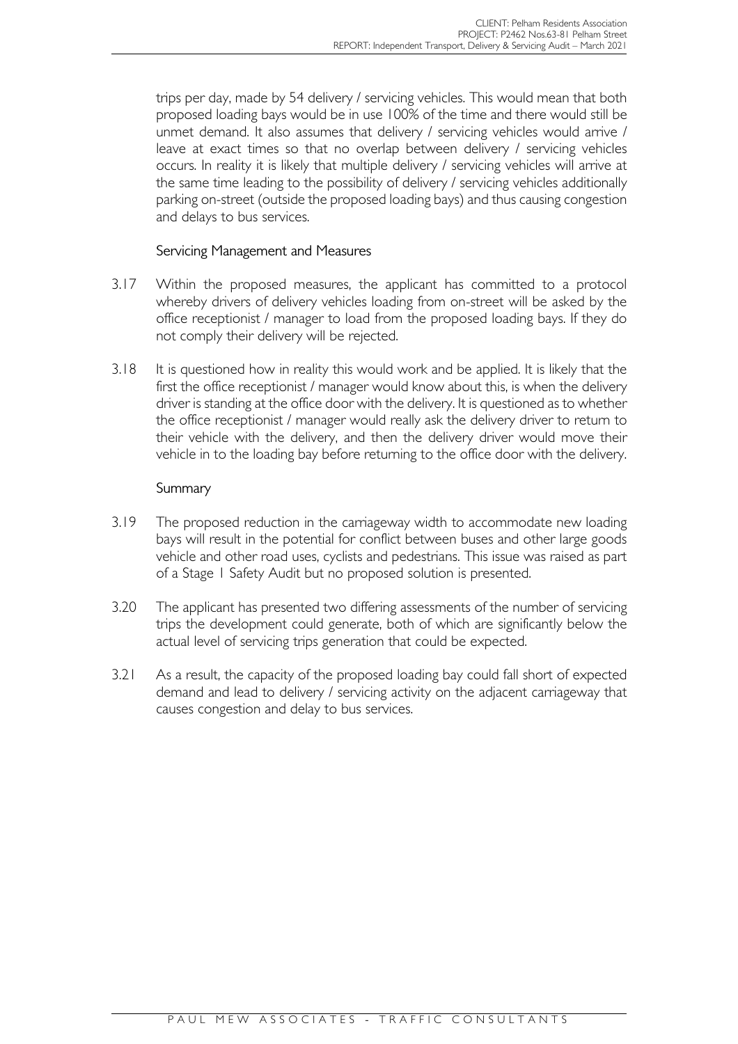trips per day, made by 54 delivery / servicing vehicles. This would mean that both proposed loading bays would be in use 100% of the time and there would still be unmet demand. It also assumes that delivery / servicing vehicles would arrive / leave at exact times so that no overlap between delivery / servicing vehicles occurs. In reality it is likely that multiple delivery / servicing vehicles will arrive at the same time leading to the possibility of delivery / servicing vehicles additionally parking on-street (outside the proposed loading bays) and thus causing congestion and delays to bus services.

### Servicing Management and Measures

3.17 Within the proposed measures, the applicant has committed to a protocol whereby drivers of delivery vehicles loading from on-street will be asked by the office receptionist / manager to load from the proposed loading bays. If they do not comply their delivery will be rejected.

3.18 It is questioned how in reality this would work and be applied. It is likely that the first the office receptionist / manager would know about this, is when the delivery driver is standing at the office door with the delivery. It is questioned as to whether the office receptionist / manager would really ask the delivery driver to return to their vehicle with the delivery, and then the delivery driver would move their vehicle in to the loading bay before returning to the office door with the delivery.

### Summary

3.19 The proposed reduction in the carriageway width to accommodate new loading bays will result in the potential for conflict between buses and other large goods vehicle and other road uses, cyclists and pedestrians. This issue was raised as part of a Stage 1 Safety Audit but no proposed solution is presented.

3.20 The applicant has presented two differing assessments of the number of servicing trips the development could generate, both of which are significantly below the actual level of servicing trips generation that could be expected.

3.21 As a result, the capacity of the proposed loading bay could fall short of expected demand and lead to delivery / servicing activity on the adjacent carriageway that causes congestion and delay to bus services.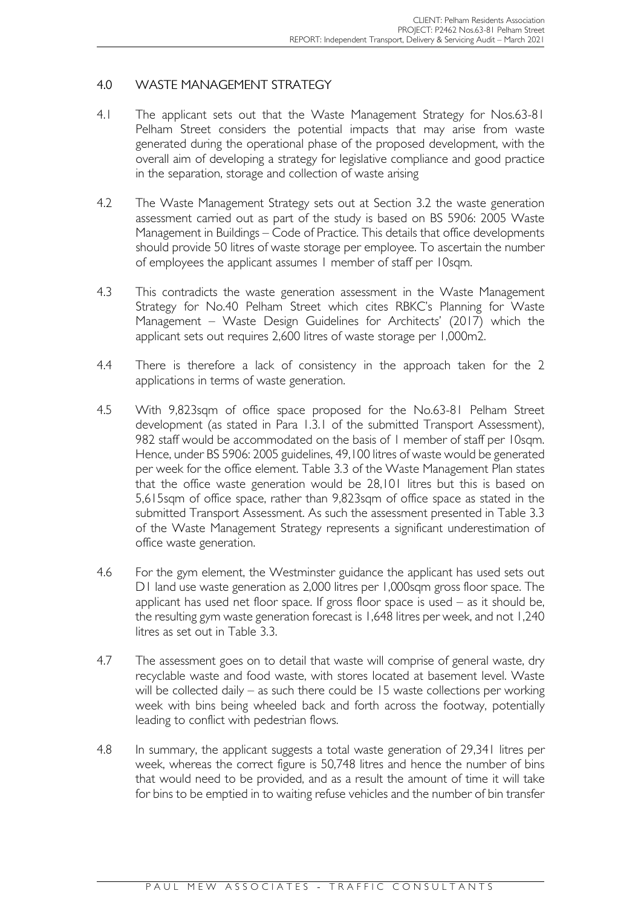## 4.0 WASTE MANAGEMENT STRATEGY

4.1 The applicant sets out that the Waste Management Strategy for Nos.63-81 Pelham Street considers the potential impacts that may arise from waste generated during the operational phase of the proposed development, with the overall aim of developing a strategy for legislative compliance and good practice in the separation, storage and collection of waste arising

4.2 The Waste Management Strategy sets out at Section 3.2 the waste generation assessment carried out as part of the study is based on BS 5906: 2005 Waste Management in Buildings – Code of Practice. This details that office developments should provide 50 litres of waste storage per employee. To ascertain the number of employees the applicant assumes 1 member of staff per 10sqm.

4.3 This contradicts the waste generation assessment in the Waste Management Strategy for No.40 Pelham Street which cites RBKC's Planning for Waste Management – Waste Design Guidelines for Architects' (2017) which the applicant sets out requires 2,600 litres of waste storage per 1,000m2.

4.4 There is therefore a lack of consistency in the approach taken for the 2 applications in terms of waste generation.

4.5 With 9,823sqm of office space proposed for the No.63-81 Pelham Street development (as stated in Para 1.3.1 of the submitted Transport Assessment), 982 staff would be accommodated on the basis of 1 member of staff per 10sqm. Hence, under BS 5906: 2005 guidelines, 49,100 litres of waste would be generated per week for the office element. Table 3.3 of the Waste Management Plan states that the office waste generation would be 28,101 litres but this is based on 5,615sqm of office space, rather than 9,823sqm of office space as stated in the submitted Transport Assessment. As such the assessment presented in Table 3.3 of the Waste Management Strategy represents a significant underestimation of office waste generation.

4.6 For the gym element, the Westminster guidance the applicant has used sets out D1 land use waste generation as 2,000 litres per 1,000sqm gross floor space. The applicant has used net floor space. If gross floor space is used – as it should be, the resulting gym waste generation forecast is 1,648 litres per week, and not 1,240 litres as set out in Table 3.3.

4.7 The assessment goes on to detail that waste will comprise of general waste, dry recyclable waste and food waste, with stores located at basement level. Waste will be collected daily – as such there could be 15 waste collections per working week with bins being wheeled back and forth across the footway, potentially leading to conflict with pedestrian flows.

4.8 In summary, the applicant suggests a total waste generation of 29,341 litres per week, whereas the correct figure is 50,748 litres and hence the number of bins that would need to be provided, and as a result the amount of time it will take for bins to be emptied in to waiting refuse vehicles and the number of bin transfer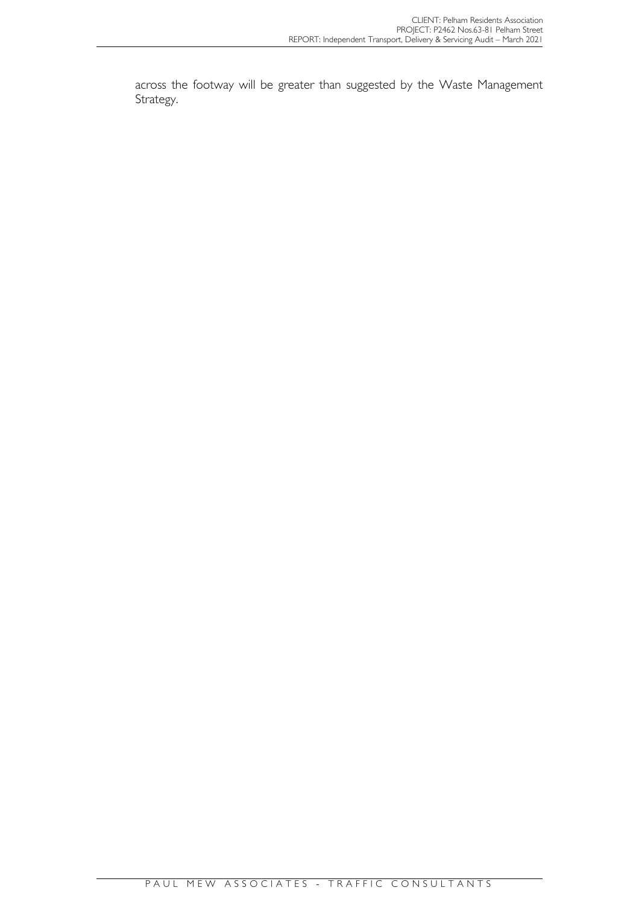across the footway will be greater than suggested by the Waste Management Strategy.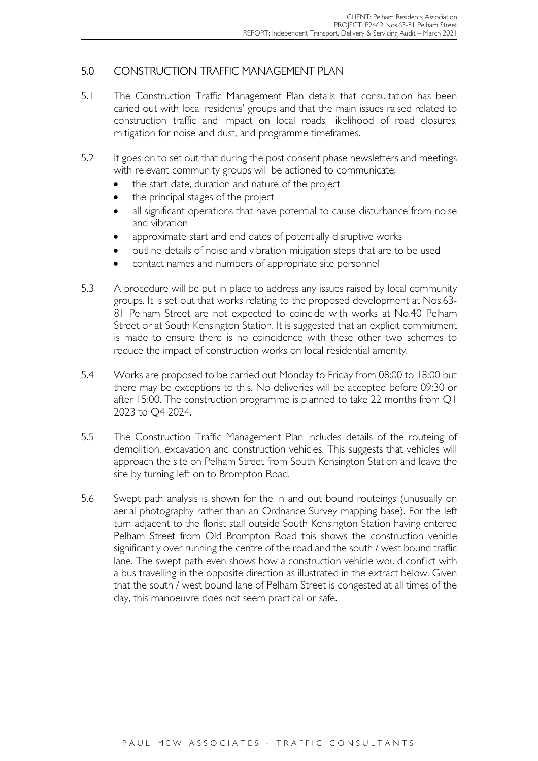## 5.0 CONSTRUCTION TRAFFIC MANAGEMENT PLAN

5.1 The Construction Traffic Management Plan details that consultation has been caried out with local residents' groups and that the main issues raised related to construction traffic and impact on local roads, likelihood of road closures, mitigation for noise and dust, and programme timeframes.

5.2 It goes on to set out that during the post consent phase newsletters and meetings with relevant community groups will be actioned to communicate;

- the start date, duration and nature of the project
- the principal stages of the project
- all significant operations that have potential to cause disturbance from noise and vibration
- approximate start and end dates of potentially disruptive works
- outline details of noise and vibration mitigation steps that are to be used
- contact names and numbers of appropriate site personnel

5.3 A procedure will be put in place to address any issues raised by local community groups. It is set out that works relating to the proposed development at Nos.63-81 Pelham Street are not expected to coincide with works at No.40 Pelham Street or at South Kensington Station. It is suggested that an explicit commitment is made to ensure there is no coincidence with these other two schemes to reduce the impact of construction works on local residential amenity.

5.4 Works are proposed to be carried out Monday to Friday from 08:00 to 18:00 but there may be exceptions to this. No deliveries will be accepted before 09:30 or after 15:00. The construction programme is planned to take 22 months from Q1 2023 to Q4 2024.

5.5 The Construction Traffic Management Plan includes details of the routeing of demolition, excavation and construction vehicles. This suggests that vehicles will approach the site on Pelham Street from South Kensington Station and leave the site by turning left on to Brompton Road.

5.6 Swept path analysis is shown for the in and out bound routeings (unusually on aerial photography rather than an Ordnance Survey mapping base). For the left turn adjacent to the florist stall outside South Kensington Station having entered Pelham Street from Old Brompton Road this shows the construction vehicle significantly over running the centre of the road and the south / west bound traffic lane. The swept path even shows how a construction vehicle would conflict with a bus travelling in the opposite direction as illustrated in the extract below. Given that the south / west bound lane of Pelham Street is congested at all times of the day, this manoeuvre does not seem practical or safe.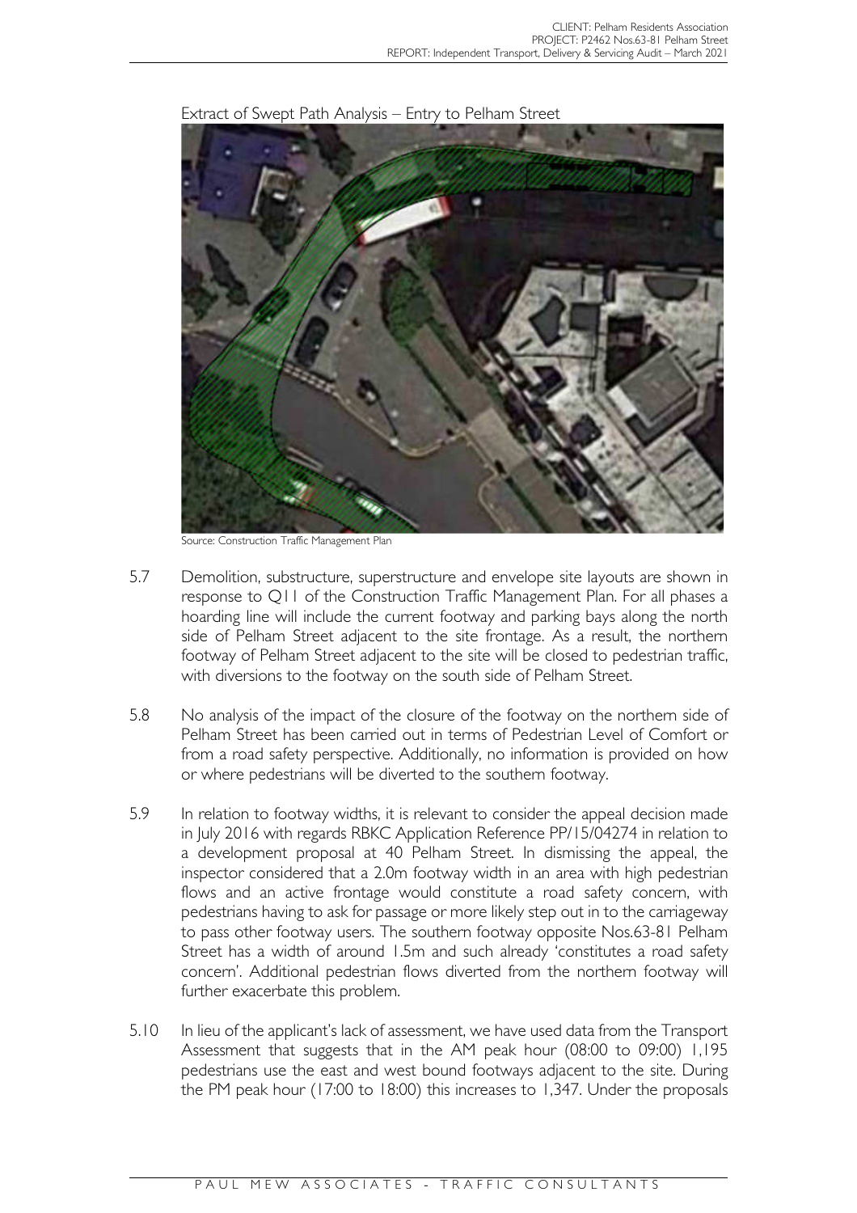Extract of Swept Path Analysis – Entry to Pelham Street

Source: Construction Traffic Management Plan

5.7 Demolition, substructure, superstructure and envelope site layouts are shown in response to Q11 of the Construction Traffic Management Plan. For all phases a hoarding line will include the current footway and parking bays along the north side of Pelham Street adjacent to the site frontage. As a result, the northern footway of Pelham Street adjacent to the site will be closed to pedestrian traffic, with diversions to the footway on the south side of Pelham Street.

5.8 No analysis of the impact of the closure of the footway on the northern side of Pelham Street has been carried out in terms of Pedestrian Level of Comfort or from a road safety perspective. Additionally, no information is provided on how or where pedestrians will be diverted to the southern footway.

5.9 In relation to footway widths, it is relevant to consider the appeal decision made in July 2016 with regards RBKC Application Reference PP/15/04274 in relation to a development proposal at 40 Pelham Street. In dismissing the appeal, the inspector considered that a 2.0m footway width in an area with high pedestrian flows and an active frontage would constitute a road safety concern, with pedestrians having to ask for passage or more likely step out in to the carriageway to pass other footway users. The southern footway opposite Nos.63-81 Pelham Street has a width of around 1.5m and such already 'constitutes a road safety concern'. Additional pedestrian flows diverted from the northern footway will further exacerbate this problem.

5.10 In lieu of the applicant's lack of assessment, we have used data from the Transport Assessment that suggests that in the AM peak hour (08:00 to 09:00) 1,195 pedestrians use the east and west bound footways adjacent to the site. During the PM peak hour (17:00 to 18:00) this increases to 1,347. Under the proposals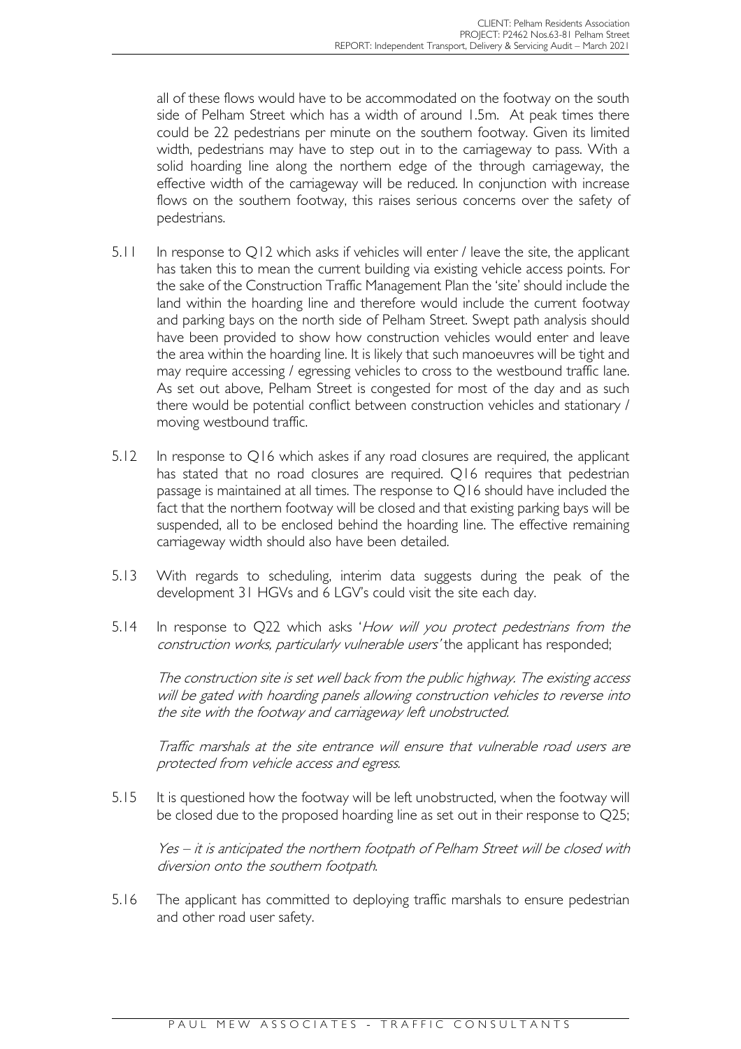all of these flows would have to be accommodated on the footway on the south side of Pelham Street which has a width of around 1.5m. At peak times there could be 22 pedestrians per minute on the southern footway. Given its limited width, pedestrians may have to step out in to the carriageway to pass. With a solid hoarding line along the northern edge of the through carriageway, the effective width of the carriageway will be reduced. In conjunction with increase flows on the southern footway, this raises serious concerns over the safety of pedestrians.

5.11 In response to Q12 which asks if vehicles will enter / leave the site, the applicant has taken this to mean the current building via existing vehicle access points. For the sake of the Construction Traffic Management Plan the 'site' should include the land within the hoarding line and therefore would include the current footway and parking bays on the north side of Pelham Street. Swept path analysis should have been provided to show how construction vehicles would enter and leave the area within the hoarding line. It is likely that such manoeuvres will be tight and may require accessing / egressing vehicles to cross to the westbound traffic lane. As set out above, Pelham Street is congested for most of the day and as such there would be potential conflict between construction vehicles and stationary / moving westbound traffic.

5.12 In response to Q16 which askes if any road closures are required, the applicant has stated that no road closures are required. Q16 requires that pedestrian passage is maintained at all times. The response to Q16 should have included the fact that the northern footway will be closed and that existing parking bays will be suspended, all to be enclosed behind the hoarding line. The effective remaining carriageway width should also have been detailed.

5.13 With regards to scheduling, interim data suggests during the peak of the development 31 HGVs and 6 LGV's could visit the site each day.

5.14 In response to Q22 which asks '*How will you protect pedestrians from the construction works, particularly vulnerable users*' the applicant has responded;

*The construction site is set well back from the public highway. The existing access will be gated with hoarding panels allowing construction vehicles to reverse into the site with the footway and carriageway left unobstructed.*

*Traffic marshals at the site entrance will ensure that vulnerable road users are protected from vehicle access and egress.*

5.15 It is questioned how the footway will be left unobstructed, when the footway will be closed due to the proposed hoarding line as set out in their response to Q25;

*Yes – it is anticipated the northern footpath of Pelham Street will be closed with diversion onto the southern footpath.*

5.16 The applicant has committed to deploying traffic marshals to ensure pedestrian and other road user safety.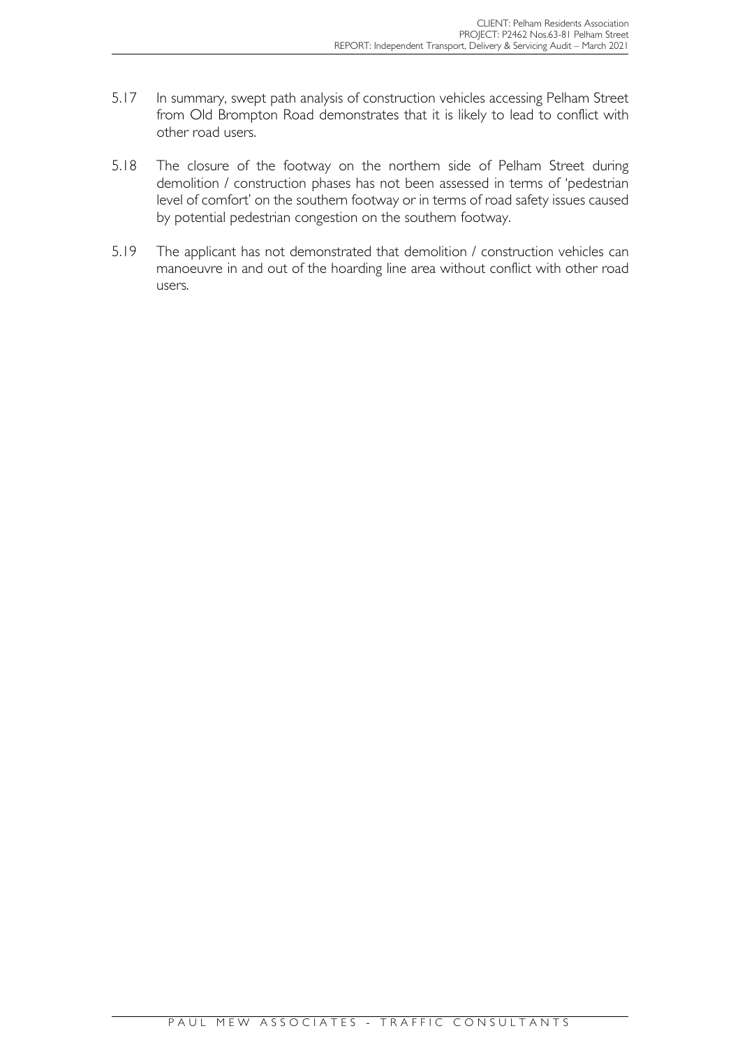5.17 In summary, swept path analysis of construction vehicles accessing Pelham Street from Old Brompton Road demonstrates that it is likely to lead to conflict with other road users.

5.18 The closure of the footway on the northern side of Pelham Street during demolition / construction phases has not been assessed in terms of 'pedestrian level of comfort' on the southern footway or in terms of road safety issues caused by potential pedestrian congestion on the southern footway.

5.19 The applicant has not demonstrated that demolition / construction vehicles can manoeuvre in and out of the hoarding line area without conflict with other road users.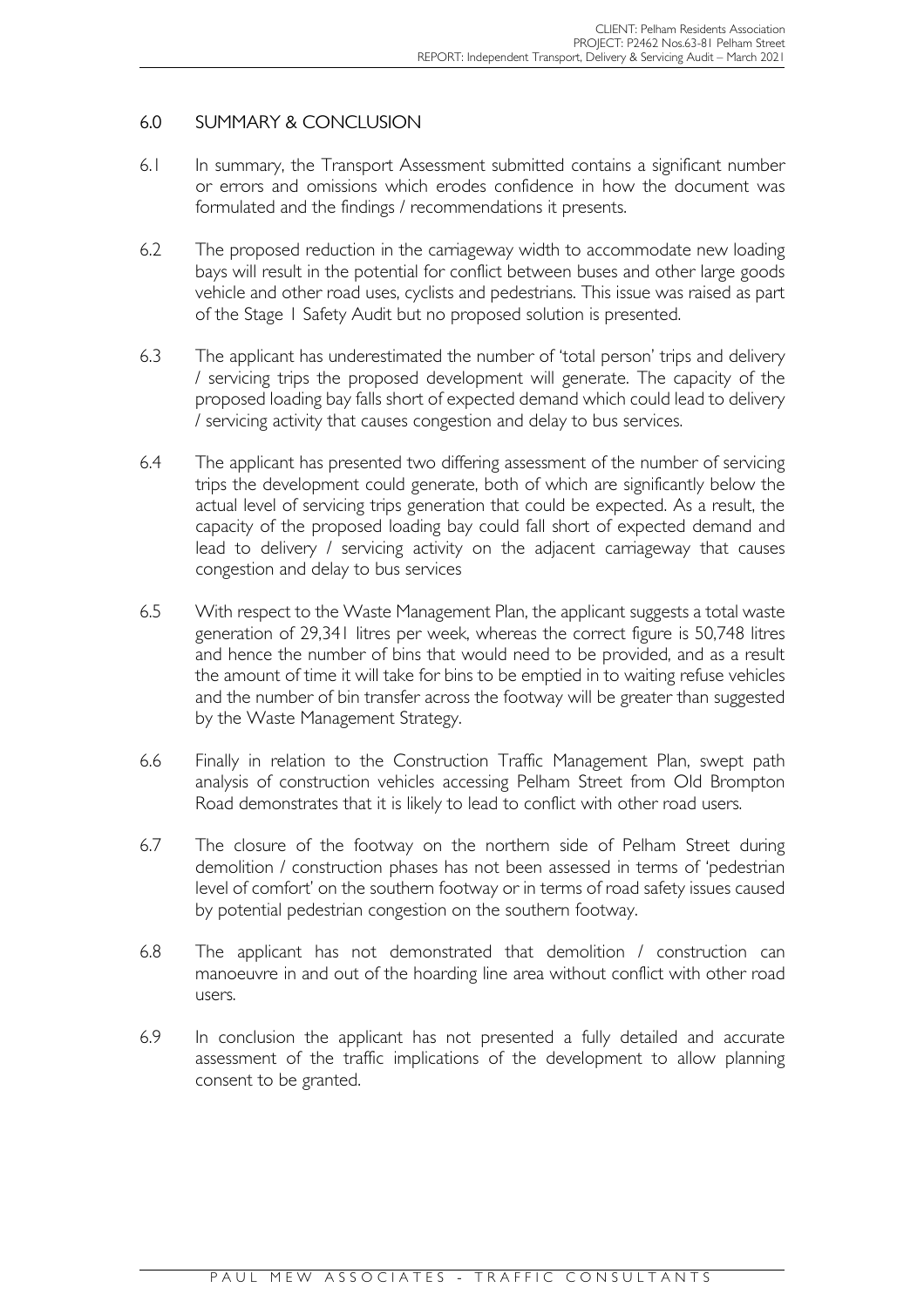## 6.0 SUMMARY & CONCLUSION

6.1 In summary, the Transport Assessment submitted contains a significant number or errors and omissions which erodes confidence in how the document was formulated and the findings / recommendations it presents.

6.2 The proposed reduction in the carriageway width to accommodate new loading bays will result in the potential for conflict between buses and other large goods vehicle and other road uses, cyclists and pedestrians. This issue was raised as part of the Stage 1 Safety Audit but no proposed solution is presented.

6.3 The applicant has underestimated the number of 'total person' trips and delivery / servicing trips the proposed development will generate. The capacity of the proposed loading bay falls short of expected demand which could lead to delivery / servicing activity that causes congestion and delay to bus services.

6.4 The applicant has presented two differing assessment of the number of servicing trips the development could generate, both of which are significantly below the actual level of servicing trips generation that could be expected. As a result, the capacity of the proposed loading bay could fall short of expected demand and lead to delivery / servicing activity on the adjacent carriageway that causes congestion and delay to bus services

6.5 With respect to the Waste Management Plan, the applicant suggests a total waste generation of 29,341 litres per week, whereas the correct figure is 50,748 litres and hence the number of bins that would need to be provided, and as a result the amount of time it will take for bins to be emptied in to waiting refuse vehicles and the number of bin transfer across the footway will be greater than suggested by the Waste Management Strategy.

6.6 Finally in relation to the Construction Traffic Management Plan, swept path analysis of construction vehicles accessing Pelham Street from Old Brompton Road demonstrates that it is likely to lead to conflict with other road users.

6.7 The closure of the footway on the northern side of Pelham Street during demolition / construction phases has not been assessed in terms of 'pedestrian level of comfort' on the southern footway or in terms of road safety issues caused by potential pedestrian congestion on the southern footway.

6.8 The applicant has not demonstrated that demolition / construction can manoeuvre in and out of the hoarding line area without conflict with other road users.

6.9 In conclusion the applicant has not presented a fully detailed and accurate assessment of the traffic implications of the development to allow planning consent to be granted.